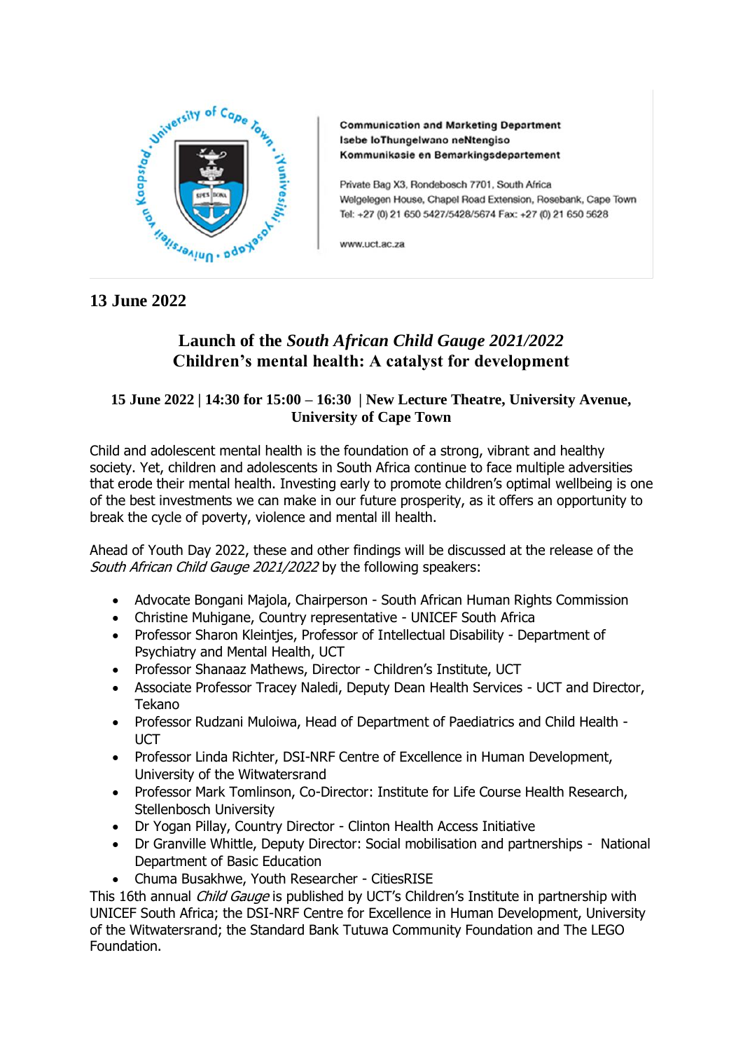Communication and Marketing Department
Isebe loThungelwano neNtengiso
Kommunikasie en Bemarkingsdepartement

Private Bag X3, Rondebosch 7701, South Africa
Welgelegen House, Chapel Road Extension, Rosebank, Cape Town
Tel: +27 (0) 21 650 5427/5428/5674 Fax: +27 (0) 21 650 5628

www.uct.ac.za

**13 June 2022**

## Launch of the *South African Child Gauge 2021/2022*
## Children's mental health: A catalyst for development

### 15 June 2022 | 14:30 for 15:00 – 16:30 | New Lecture Theatre, University Avenue, University of Cape Town

Child and adolescent mental health is the foundation of a strong, vibrant and healthy society. Yet, children and adolescents in South Africa continue to face multiple adversities that erode their mental health. Investing early to promote children's optimal wellbeing is one of the best investments we can make in our future prosperity, as it offers an opportunity to break the cycle of poverty, violence and mental ill health.

Ahead of Youth Day 2022, these and other findings will be discussed at the release of the *South African Child Gauge 2021/2022* by the following speakers:

- Advocate Bongani Majola, Chairperson - South African Human Rights Commission
- Christine Muhigane, Country representative - UNICEF South Africa
- Professor Sharon Kleintjes, Professor of Intellectual Disability - Department of Psychiatry and Mental Health, UCT
- Professor Shanaaz Mathews, Director - Children's Institute, UCT
- Associate Professor Tracey Naledi, Deputy Dean Health Services - UCT and Director, Tekano
- Professor Rudzani Muloiwa, Head of Department of Paediatrics and Child Health - UCT
- Professor Linda Richter, DSI-NRF Centre of Excellence in Human Development, University of the Witwatersrand
- Professor Mark Tomlinson, Co-Director: Institute for Life Course Health Research, Stellenbosch University
- Dr Yogan Pillay, Country Director - Clinton Health Access Initiative
- Dr Granville Whittle, Deputy Director: Social mobilisation and partnerships - National Department of Basic Education
- Chuma Busakhwe, Youth Researcher - CitiesRISE

This 16th annual *Child Gauge* is published by UCT's Children's Institute in partnership with UNICEF South Africa; the DSI-NRF Centre for Excellence in Human Development, University of the Witwatersrand; the Standard Bank Tutuwa Community Foundation and The LEGO Foundation.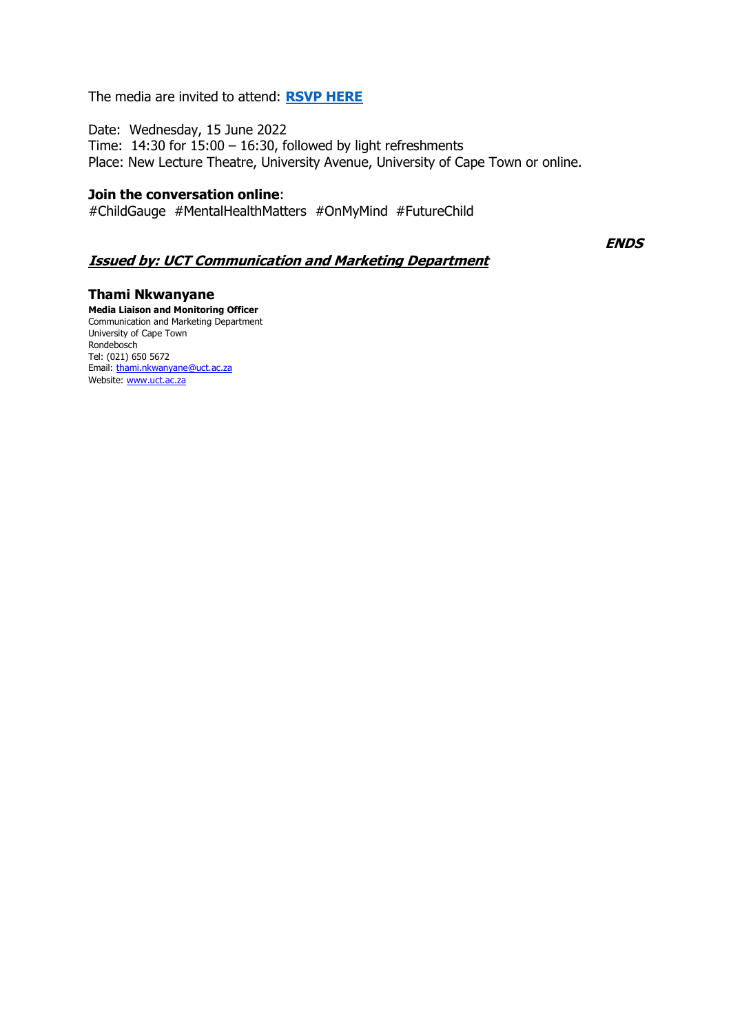The media are invited to attend: **RSVP HERE**

Date: Wednesday, 15 June 2022
Time: 14:30 for 15:00 – 16:30, followed by light refreshments
Place: New Lecture Theatre, University Avenue, University of Cape Town or online.

**Join the conversation online**:
#ChildGauge #MentalHealthMatters #OnMyMind #FutureChild

***ENDS***

***Issued by: UCT Communication and Marketing Department***

**Thami Nkwanyane**
**Media Liaison and Monitoring Officer**
Communication and Marketing Department
University of Cape Town
Rondebosch
Tel: (021) 650 5672
Email: thami.nkwanyane@uct.ac.za
Website: www.uct.ac.za